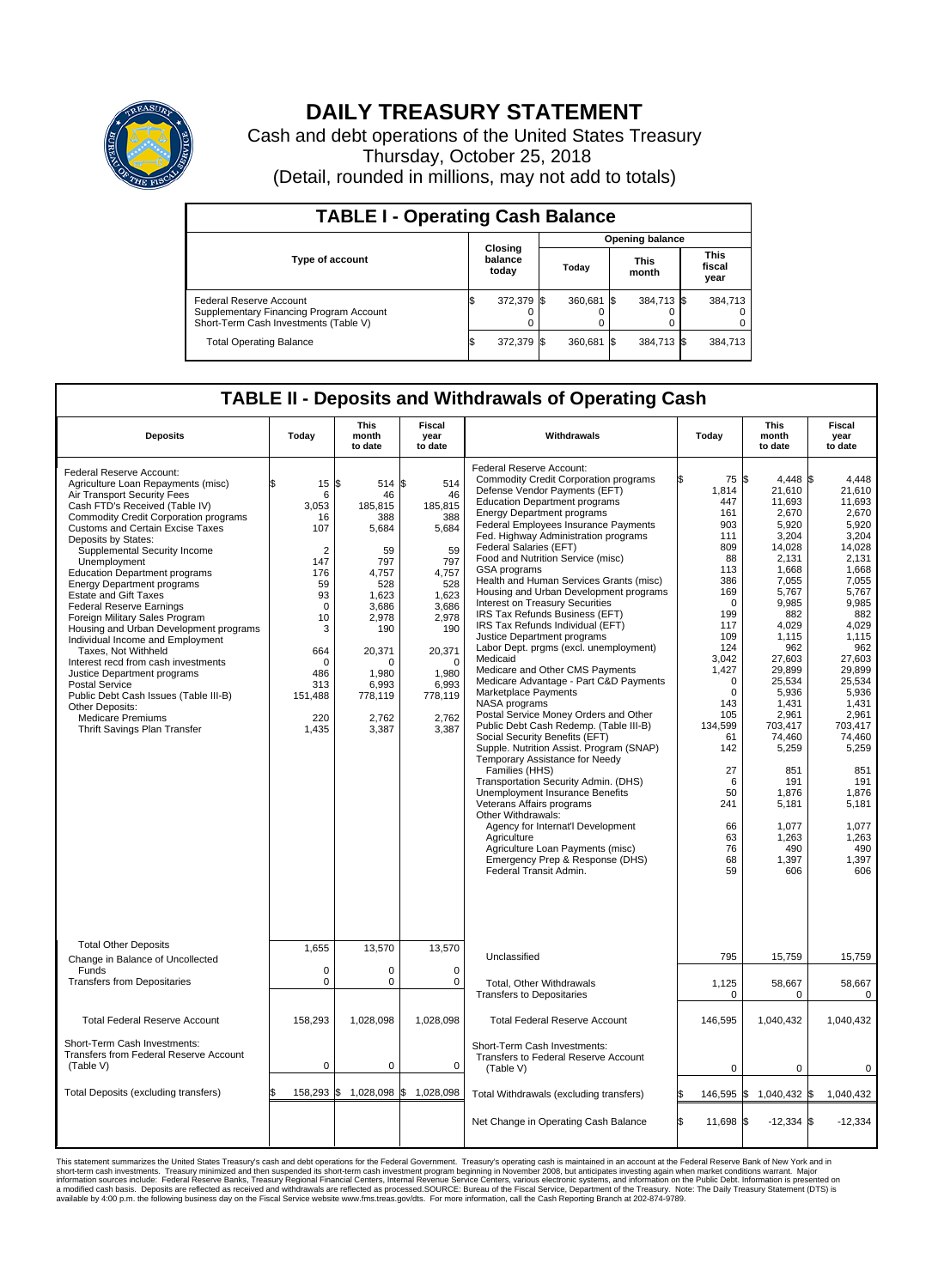# DAILY TREASURY STATEMENT

Cash and debt operations of the United States Treasury

Thursday, October 25, 2018

(Detail, rounded in millions, may not add to totals)

## TABLE I - Operating Cash Balance

| Type of account | Closing balance today | Opening balance Today | Opening balance This month | Opening balance This fiscal year |
|---|---|---|---|---|
| Federal Reserve Account | $ 372,379 | $ 360,681 | $ 384,713 | $ 384,713 |
| Supplementary Financing Program Account | 0 | 0 | 0 | 0 |
| Short-Term Cash Investments (Table V) | 0 | 0 | 0 | 0 |
| Total Operating Balance | $ 372,379 | $ 360,681 | $ 384,713 | $ 384,713 |

## TABLE II - Deposits and Withdrawals of Operating Cash

| Deposits | Today | This month to date | Fiscal year to date | Withdrawals | Today | This month to date | Fiscal year to date |
|---|---|---|---|---|---|---|---|
| Federal Reserve Account: | | | | Federal Reserve Account: | | | |
| Agriculture Loan Repayments (misc) | $ 15 | $ 514 | $ 514 | Commodity Credit Corporation programs | $ 75 | $ 4,448 | $ 4,448 |
| Air Transport Security Fees | 6 | 46 | 46 | Defense Vendor Payments (EFT) | 1,814 | 21,610 | 21,610 |
| Cash FTD's Received (Table IV) | 3,053 | 185,815 | 185,815 | Education Department programs | 447 | 11,693 | 11,693 |
| Commodity Credit Corporation programs | 16 | 388 | 388 | Energy Department programs | 161 | 2,670 | 2,670 |
| Customs and Certain Excise Taxes | 107 | 5,684 | 5,684 | Federal Employees Insurance Payments | 903 | 5,920 | 5,920 |
| Deposits by States: | | | | Fed. Highway Administration programs | 111 | 3,204 | 3,204 |
| Supplemental Security Income | 2 | 59 | 59 | Federal Salaries (EFT) | 809 | 14,028 | 14,028 |
| Unemployment | 147 | 797 | 797 | Food and Nutrition Service (misc) | 88 | 2,131 | 2,131 |
| Education Department programs | 176 | 4,757 | 4,757 | GSA programs | 113 | 1,668 | 1,668 |
| Energy Department programs | 59 | 528 | 528 | Health and Human Services Grants (misc) | 386 | 7,055 | 7,055 |
| Estate and Gift Taxes | 93 | 1,623 | 1,623 | Housing and Urban Development programs | 169 | 5,767 | 5,767 |
| Federal Reserve Earnings | 0 | 3,686 | 3,686 | Interest on Treasury Securities | 0 | 9,985 | 9,985 |
| Foreign Military Sales Program | 10 | 2,978 | 2,978 | IRS Tax Refunds Business (EFT) | 199 | 882 | 882 |
| Housing and Urban Development programs | 3 | 190 | 190 | IRS Tax Refunds Individual (EFT) | 117 | 4,029 | 4,029 |
| Individual Income and Employment | | | | Justice Department programs | 109 | 1,115 | 1,115 |
| Taxes, Not Withheld | 664 | 20,371 | 20,371 | Labor Dept. prgms (excl. unemployment) | 124 | 962 | 962 |
| Interest recd from cash investments | 0 | 0 | 0 | Medicaid | 3,042 | 27,603 | 27,603 |
| Justice Department programs | 486 | 1,980 | 1,980 | Medicare and Other CMS Payments | 1,427 | 29,899 | 29,899 |
| Postal Service | 313 | 6,993 | 6,993 | Medicare Advantage - Part C&D Payments | 0 | 25,534 | 25,534 |
| Public Debt Cash Issues (Table III-B) | 151,488 | 778,119 | 778,119 | Marketplace Payments | 0 | 5,936 | 5,936 |
| Other Deposits: | | | | NASA programs | 143 | 1,431 | 1,431 |
| Medicare Premiums | 220 | 2,762 | 2,762 | Postal Service Money Orders and Other | 105 | 2,961 | 2,961 |
| Thrift Savings Plan Transfer | 1,435 | 3,387 | 3,387 | Public Debt Cash Redemp. (Table III-B) | 134,599 | 703,417 | 703,417 |
| | | | | Social Security Benefits (EFT) | 61 | 74,460 | 74,460 |
| | | | | Supple. Nutrition Assist. Program (SNAP) | 142 | 5,259 | 5,259 |
| | | | | Temporary Assistance for Needy Families (HHS) | 27 | 851 | 851 |
| | | | | Transportation Security Admin. (DHS) | 6 | 191 | 191 |
| | | | | Unemployment Insurance Benefits | 50 | 1,876 | 1,876 |
| | | | | Veterans Affairs programs | 241 | 5,181 | 5,181 |
| | | | | Other Withdrawals: | | | |
| | | | | Agency for Internat'l Development | 66 | 1,077 | 1,077 |
| | | | | Agriculture | 63 | 1,263 | 1,263 |
| | | | | Agriculture Loan Payments (misc) | 76 | 490 | 490 |
| | | | | Emergency Prep & Response (DHS) | 68 | 1,397 | 1,397 |
| | | | | Federal Transit Admin. | 59 | 606 | 606 |
| Total Other Deposits | 1,655 | 13,570 | 13,570 | Unclassified | 795 | 15,759 | 15,759 |
| Change in Balance of Uncollected Funds | 0 | 0 | 0 | | | | |
| Transfers from Depositaries | 0 | 0 | 0 | Total, Other Withdrawals | 1,125 | 58,667 | 58,667 |
| | | | | Transfers to Depositaries | 0 | 0 | 0 |
| Total Federal Reserve Account | 158,293 | 1,028,098 | 1,028,098 | Total Federal Reserve Account | 146,595 | 1,040,432 | 1,040,432 |
| Short-Term Cash Investments: Transfers from Federal Reserve Account (Table V) | 0 | 0 | 0 | Short-Term Cash Investments: Transfers to Federal Reserve Account (Table V) | 0 | 0 | 0 |
| Total Deposits (excluding transfers) | $ 158,293 | $ 1,028,098 | $ 1,028,098 | Total Withdrawals (excluding transfers) | $ 146,595 | $ 1,040,432 | $ 1,040,432 |
| | | | | Net Change in Operating Cash Balance | $ 11,698 | $ -12,334 | $ -12,334 |

This statement summarizes the United States Treasury's cash and debt operations for the Federal Government. Treasury's operating cash is maintained in an account at the Federal Reserve Bank of New York and in short-term cash investments. Treasury minimized and then suspended its short-term cash investment program beginning in November 2008, but anticipates investing again when market conditions warrant. Major information sources include: Federal Reserve Banks, Treasury Regional Financial Centers, Internal Revenue Service Centers, various electronic systems, and information on the Public Debt. Information is presented on a modified cash basis. Deposits are reflected as received and withdrawals are reflected as processed.SOURCE: Bureau of the Fiscal Service, Department of the Treasury. Note: The Daily Treasury Statement (DTS) is available by 4:00 p.m. the following business day on the Fiscal Service website www.fms.treas.gov/dts. For more information, call the Cash Reporting Branch at 202-874-9789.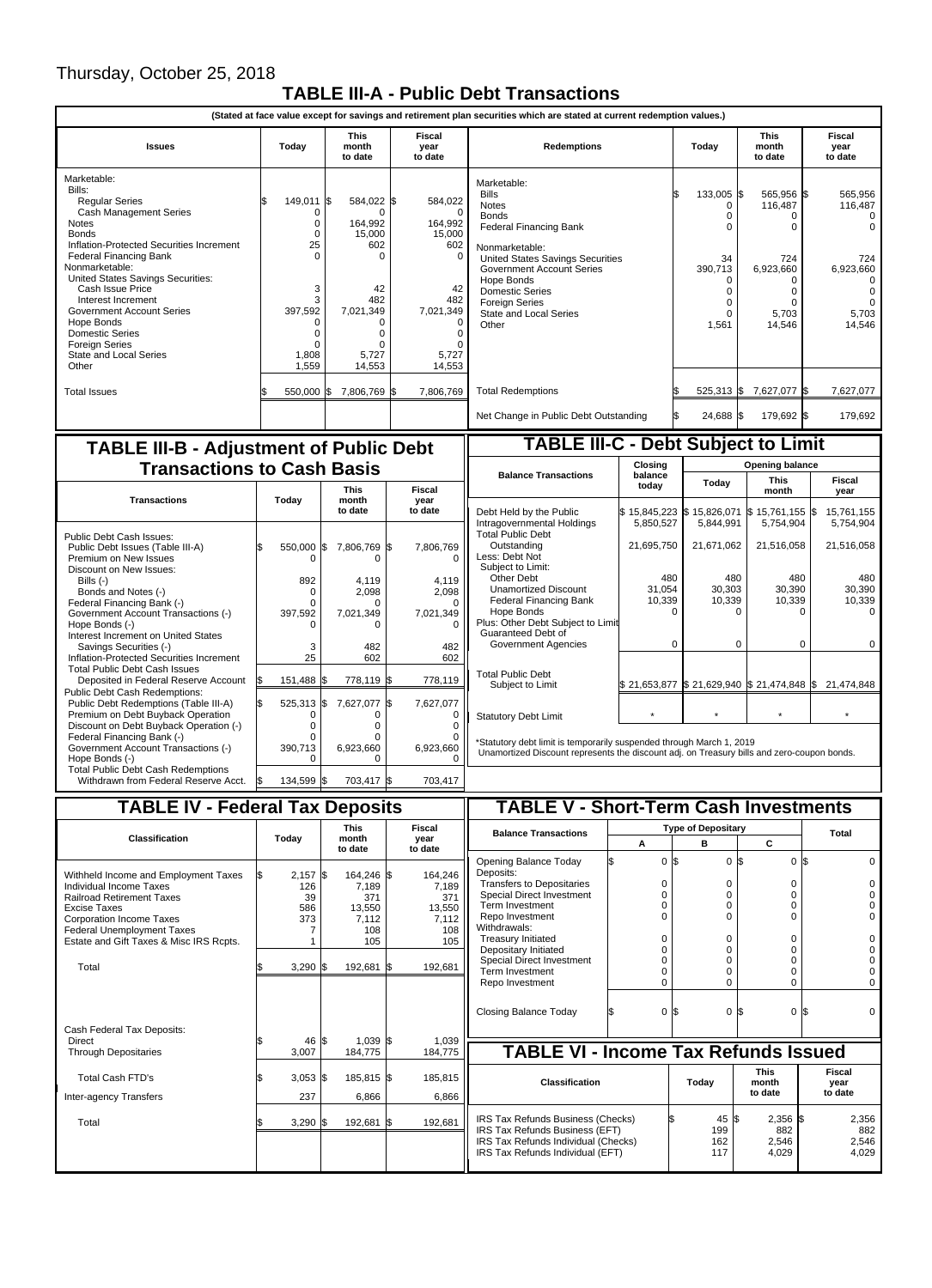Thursday, October 25, 2018

# TABLE III-A - Public Debt Transactions

(Stated at face value except for savings and retirement plan securities which are stated at current redemption values.)

| Issues | Today | This month to date | Fiscal year to date |
|---|---|---|---|
| Marketable: | | | |
| Bills: | | | |
| Regular Series | $ 149,011 | $ 584,022 | $ 584,022 |
| Cash Management Series | 0 | 0 | 0 |
| Notes | 0 | 164,992 | 164,992 |
| Bonds | 0 | 15,000 | 15,000 |
| Inflation-Protected Securities Increment | 25 | 602 | 602 |
| Federal Financing Bank | 0 | 0 | 0 |
| Nonmarketable: | | | |
| United States Savings Securities: | | | |
| Cash Issue Price | 3 | 42 | 42 |
| Interest Increment | 3 | 482 | 482 |
| Government Account Series | 397,592 | 7,021,349 | 7,021,349 |
| Hope Bonds | 0 | 0 | 0 |
| Domestic Series | 0 | 0 | 0 |
| Foreign Series | 0 | 0 | 0 |
| State and Local Series | 1,808 | 5,727 | 5,727 |
| Other | 1,559 | 14,553 | 14,553 |
| Total Issues | $ 550,000 | $ 7,806,769 | $ 7,806,769 |

| Redemptions | Today | This month to date | Fiscal year to date |
|---|---|---|---|
| Marketable: | | | |
| Bills | $ 133,005 | $ 565,956 | $ 565,956 |
| Notes | 0 | 116,487 | 116,487 |
| Bonds | 0 | 0 | 0 |
| Federal Financing Bank | 0 | 0 | 0 |
| Nonmarketable: | | | |
| United States Savings Securities | 34 | 724 | 724 |
| Government Account Series | 390,713 | 6,923,660 | 6,923,660 |
| Hope Bonds | 0 | 0 | 0 |
| Domestic Series | 0 | 0 | 0 |
| Foreign Series | 0 | 0 | 0 |
| State and Local Series | 0 | 5,703 | 5,703 |
| Other | 1,561 | 14,546 | 14,546 |
| Total Redemptions | $ 525,313 | $ 7,627,077 | $ 7,627,077 |
| Net Change in Public Debt Outstanding | $ 24,688 | $ 179,692 | $ 179,692 |

# TABLE III-B - Adjustment of Public Debt Transactions to Cash Basis

| Transactions | Today | This month to date | Fiscal year to date |
|---|---|---|---|
| Public Debt Cash Issues: | | | |
| Public Debt Issues (Table III-A) | $ 550,000 | $ 7,806,769 | $ 7,806,769 |
| Premium on New Issues | 0 | 0 | 0 |
| Discount on New Issues: | | | |
| Bills (-) | 892 | 4,119 | 4,119 |
| Bonds and Notes (-) | 0 | 2,098 | 2,098 |
| Federal Financing Bank (-) | 0 | 0 | 0 |
| Government Account Transactions (-) | 397,592 | 7,021,349 | 7,021,349 |
| Hope Bonds (-) | 0 | 0 | 0 |
| Interest Increment on United States Savings Securities (-) | 3 | 482 | 482 |
| Inflation-Protected Securities Increment | 25 | 602 | 602 |
| Total Public Debt Cash Issues Deposited in Federal Reserve Account | $ 151,488 | $ 778,119 | $ 778,119 |
| Public Debt Cash Redemptions: | | | |
| Public Debt Redemptions (Table III-A) | $ 525,313 | $ 7,627,077 | $ 7,627,077 |
| Premium on Debt Buyback Operation | 0 | 0 | 0 |
| Discount on Debt Buyback Operation (-) | 0 | 0 | 0 |
| Federal Financing Bank (-) | 0 | 0 | 0 |
| Government Account Transactions (-) | 390,713 | 6,923,660 | 6,923,660 |
| Hope Bonds (-) | 0 | 0 | 0 |
| Total Public Debt Cash Redemptions Withdrawn from Federal Reserve Acct. | $ 134,599 | $ 703,417 | $ 703,417 |

# TABLE III-C - Debt Subject to Limit

| Balance Transactions | Closing balance today | Opening balance Today | Opening balance This month | Opening balance Fiscal year |
|---|---|---|---|---|
| Debt Held by the Public | $ 15,845,223 | $ 15,826,071 | $ 15,761,155 | $ 15,761,155 |
| Intragovernmental Holdings | 5,850,527 | 5,844,991 | 5,754,904 | 5,754,904 |
| Total Public Debt Outstanding | 21,695,750 | 21,671,062 | 21,516,058 | 21,516,058 |
| Less: Debt Not Subject to Limit: | | | | |
| Other Debt | 480 | 480 | 480 | 480 |
| Unamortized Discount | 31,054 | 30,303 | 30,390 | 30,390 |
| Federal Financing Bank | 10,339 | 10,339 | 10,339 | 10,339 |
| Hope Bonds | 0 | 0 | 0 | 0 |
| Plus: Other Debt Subject to Limit | | | | |
| Guaranteed Debt of Government Agencies | 0 | 0 | 0 | 0 |
| Total Public Debt Subject to Limit | $ 21,653,877 | $ 21,629,940 | $ 21,474,848 | $ 21,474,848 |
| Statutory Debt Limit | * | * | * | * |

*Statutory debt limit is temporarily suspended through March 1, 2019
Unamortized Discount represents the discount adj. on Treasury bills and zero-coupon bonds.

# TABLE IV - Federal Tax Deposits

| Classification | Today | This month to date | Fiscal year to date |
|---|---|---|---|
| Withheld Income and Employment Taxes | $ 2,157 | $ 164,246 | $ 164,246 |
| Individual Income Taxes | 126 | 7,189 | 7,189 |
| Railroad Retirement Taxes | 39 | 371 | 371 |
| Excise Taxes | 586 | 13,550 | 13,550 |
| Corporation Income Taxes | 373 | 7,112 | 7,112 |
| Federal Unemployment Taxes | 7 | 108 | 108 |
| Estate and Gift Taxes & Misc IRS Rcpts. | 1 | 105 | 105 |
| Total | $ 3,290 | $ 192,681 | $ 192,681 |
| Cash Federal Tax Deposits: | | | |
| Direct | $ 46 | $ 1,039 | $ 1,039 |
| Through Depositaries | 3,007 | 184,775 | 184,775 |
| Total Cash FTD's | $ 3,053 | $ 185,815 | $ 185,815 |
| Inter-agency Transfers | 237 | 6,866 | 6,866 |
| Total | $ 3,290 | $ 192,681 | $ 192,681 |

# TABLE V - Short-Term Cash Investments

| Balance Transactions | Type of Depositary A | Type of Depositary B | Type of Depositary C | Total |
|---|---|---|---|---|
| Opening Balance Today | $ 0 | $ 0 | $ 0 | $ 0 |
| Deposits: | | | | |
| Transfers to Depositaries | 0 | 0 | 0 | 0 |
| Special Direct Investment | 0 | 0 | 0 | 0 |
| Term Investment | 0 | 0 | 0 | 0 |
| Repo Investment | 0 | 0 | 0 | 0 |
| Withdrawals: | | | | |
| Treasury Initiated | 0 | 0 | 0 | 0 |
| Depositary Initiated | 0 | 0 | 0 | 0 |
| Special Direct Investment | 0 | 0 | 0 | 0 |
| Term Investment | 0 | 0 | 0 | 0 |
| Repo Investment | 0 | 0 | 0 | 0 |
| Closing Balance Today | $ 0 | $ 0 | $ 0 | $ 0 |

# TABLE VI - Income Tax Refunds Issued

| Classification | Today | This month to date | Fiscal year to date |
|---|---|---|---|
| IRS Tax Refunds Business (Checks) | $ 45 | $ 2,356 | $ 2,356 |
| IRS Tax Refunds Business (EFT) | 199 | 882 | 882 |
| IRS Tax Refunds Individual (Checks) | 162 | 2,546 | 2,546 |
| IRS Tax Refunds Individual (EFT) | 117 | 4,029 | 4,029 |